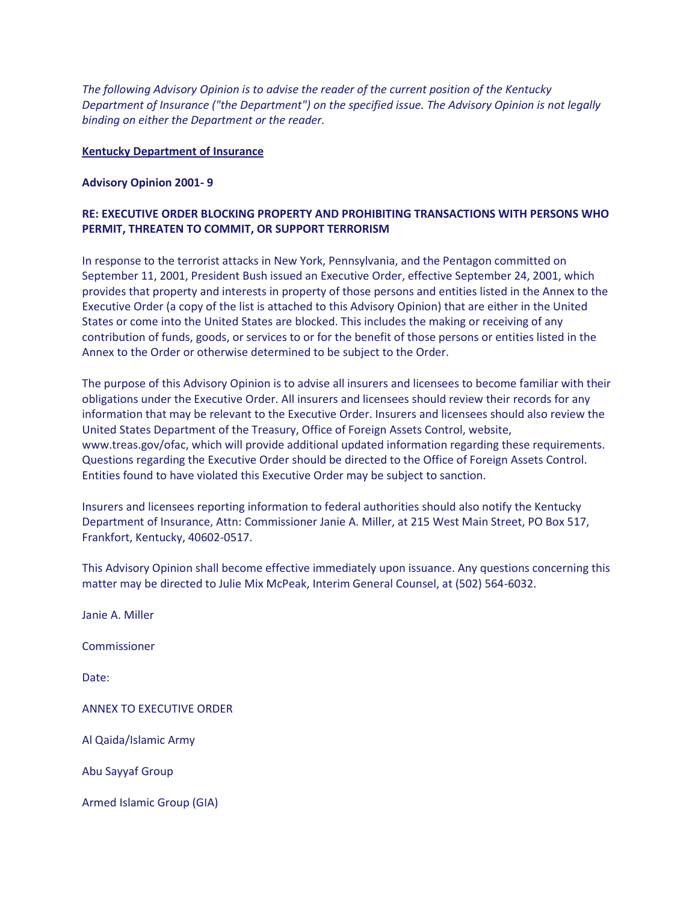*The following Advisory Opinion is to advise the reader of the current position of the Kentucky Department of Insurance ("the Department") on the specified issue. The Advisory Opinion is not legally binding on either the Department or the reader.*

**<u>Kentucky Department of Insurance</u>**

**Advisory Opinion 2001- 9**

**RE: EXECUTIVE ORDER BLOCKING PROPERTY AND PROHIBITING TRANSACTIONS WITH PERSONS WHO PERMIT, THREATEN TO COMMIT, OR SUPPORT TERRORISM**

In response to the terrorist attacks in New York, Pennsylvania, and the Pentagon committed on September 11, 2001, President Bush issued an Executive Order, effective September 24, 2001, which provides that property and interests in property of those persons and entities listed in the Annex to the Executive Order (a copy of the list is attached to this Advisory Opinion) that are either in the United States or come into the United States are blocked. This includes the making or receiving of any contribution of funds, goods, or services to or for the benefit of those persons or entities listed in the Annex to the Order or otherwise determined to be subject to the Order.

The purpose of this Advisory Opinion is to advise all insurers and licensees to become familiar with their obligations under the Executive Order. All insurers and licensees should review their records for any information that may be relevant to the Executive Order. Insurers and licensees should also review the United States Department of the Treasury, Office of Foreign Assets Control, website, www.treas.gov/ofac, which will provide additional updated information regarding these requirements. Questions regarding the Executive Order should be directed to the Office of Foreign Assets Control. Entities found to have violated this Executive Order may be subject to sanction.

Insurers and licensees reporting information to federal authorities should also notify the Kentucky Department of Insurance, Attn: Commissioner Janie A. Miller, at 215 West Main Street, PO Box 517, Frankfort, Kentucky, 40602-0517.

This Advisory Opinion shall become effective immediately upon issuance. Any questions concerning this matter may be directed to Julie Mix McPeak, Interim General Counsel, at (502) 564-6032.

Janie A. Miller

Commissioner

Date:

ANNEX TO EXECUTIVE ORDER

Al Qaida/Islamic Army

Abu Sayyaf Group

Armed Islamic Group (GIA)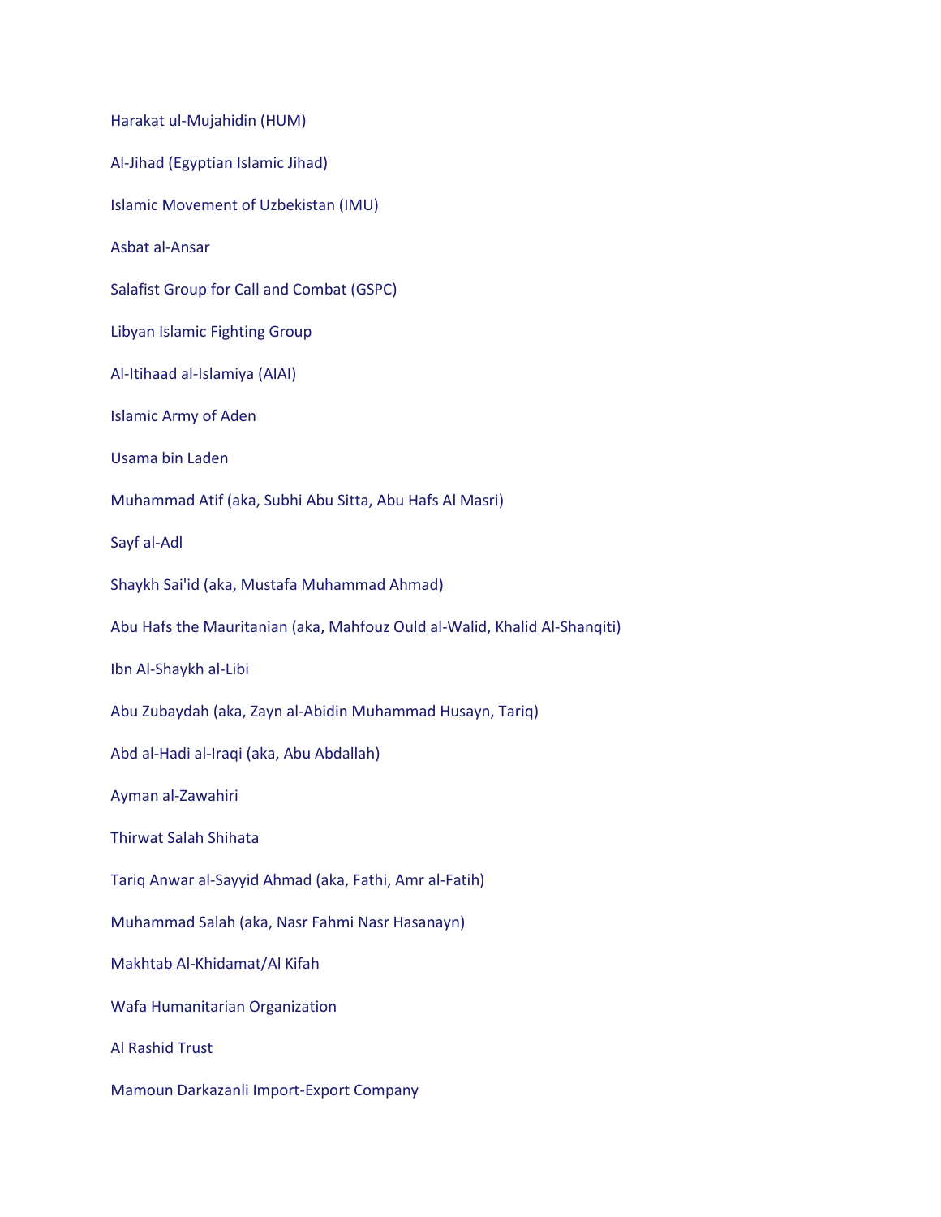Harakat ul-Mujahidin (HUM)

Al-Jihad (Egyptian Islamic Jihad)

Islamic Movement of Uzbekistan (IMU)

Asbat al-Ansar

Salafist Group for Call and Combat (GSPC)

Libyan Islamic Fighting Group

Al-Itihaad al-Islamiya (AIAI)

Islamic Army of Aden

Usama bin Laden

Muhammad Atif (aka, Subhi Abu Sitta, Abu Hafs Al Masri)

Sayf al-Adl

Shaykh Sai'id (aka, Mustafa Muhammad Ahmad)

Abu Hafs the Mauritanian (aka, Mahfouz Ould al-Walid, Khalid Al-Shanqiti)

Ibn Al-Shaykh al-Libi

Abu Zubaydah (aka, Zayn al-Abidin Muhammad Husayn, Tariq)

Abd al-Hadi al-Iraqi (aka, Abu Abdallah)

Ayman al-Zawahiri

Thirwat Salah Shihata

Tariq Anwar al-Sayyid Ahmad (aka, Fathi, Amr al-Fatih)

Muhammad Salah (aka, Nasr Fahmi Nasr Hasanayn)

Makhtab Al-Khidamat/Al Kifah

Wafa Humanitarian Organization

Al Rashid Trust

Mamoun Darkazanli Import-Export Company